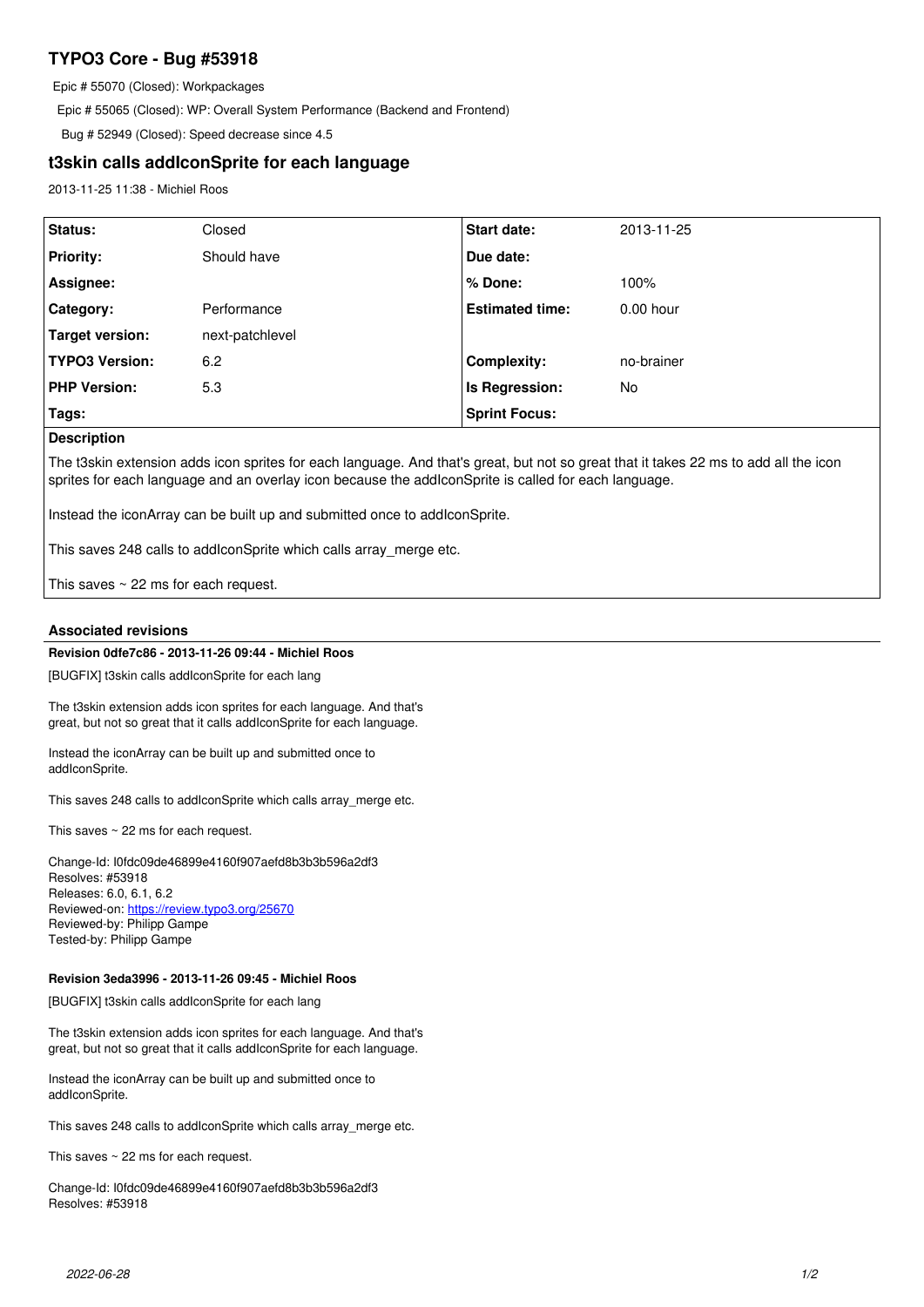# TYPO3 Core - Bug #53918

Epic # 55070 (Closed): Workpackages

Epic # 55065 (Closed): WP: Overall System Performance (Backend and Frontend)

Bug # 52949 (Closed): Speed decrease since 4.5

## t3skin calls addIconSprite for each language

2013-11-25 11:38 - Michiel Roos

| **Status:** | Closed | **Start date:** | 2013-11-25 |
|---|---|---|---|
| **Priority:** | Should have | **Due date:** | |
| **Assignee:** | | **% Done:** | 100% |
| **Category:** | Performance | **Estimated time:** | 0.00 hour |
| **Target version:** | next-patchlevel | | |
| **TYPO3 Version:** | 6.2 | **Complexity:** | no-brainer |
| **PHP Version:** | 5.3 | **Is Regression:** | No |
| **Tags:** | | **Sprint Focus:** | |

**Description**

The t3skin extension adds icon sprites for each language. And that's great, but not so great that it takes 22 ms to add all the icon sprites for each language and an overlay icon because the addIconSprite is called for each language.

Instead the iconArray can be built up and submitted once to addIconSprite.

This saves 248 calls to addIconSprite which calls array_merge etc.

This saves ~ 22 ms for each request.

### Associated revisions

**Revision 0dfe7c86 - 2013-11-26 09:44 - Michiel Roos**

[BUGFIX] t3skin calls addIconSprite for each lang

The t3skin extension adds icon sprites for each language. And that's great, but not so great that it calls addIconSprite for each language.

Instead the iconArray can be built up and submitted once to addIconSprite.

This saves 248 calls to addIconSprite which calls array_merge etc.

This saves ~ 22 ms for each request.

Change-Id: I0fdc09de46899e4160f907aefd8b3b3b596a2df3
Resolves: #53918
Releases: 6.0, 6.1, 6.2
Reviewed-on: https://review.typo3.org/25670
Reviewed-by: Philipp Gampe
Tested-by: Philipp Gampe

**Revision 3eda3996 - 2013-11-26 09:45 - Michiel Roos**

[BUGFIX] t3skin calls addIconSprite for each lang

The t3skin extension adds icon sprites for each language. And that's great, but not so great that it calls addIconSprite for each language.

Instead the iconArray can be built up and submitted once to addIconSprite.

This saves 248 calls to addIconSprite which calls array_merge etc.

This saves ~ 22 ms for each request.

Change-Id: I0fdc09de46899e4160f907aefd8b3b3b596a2df3
Resolves: #53918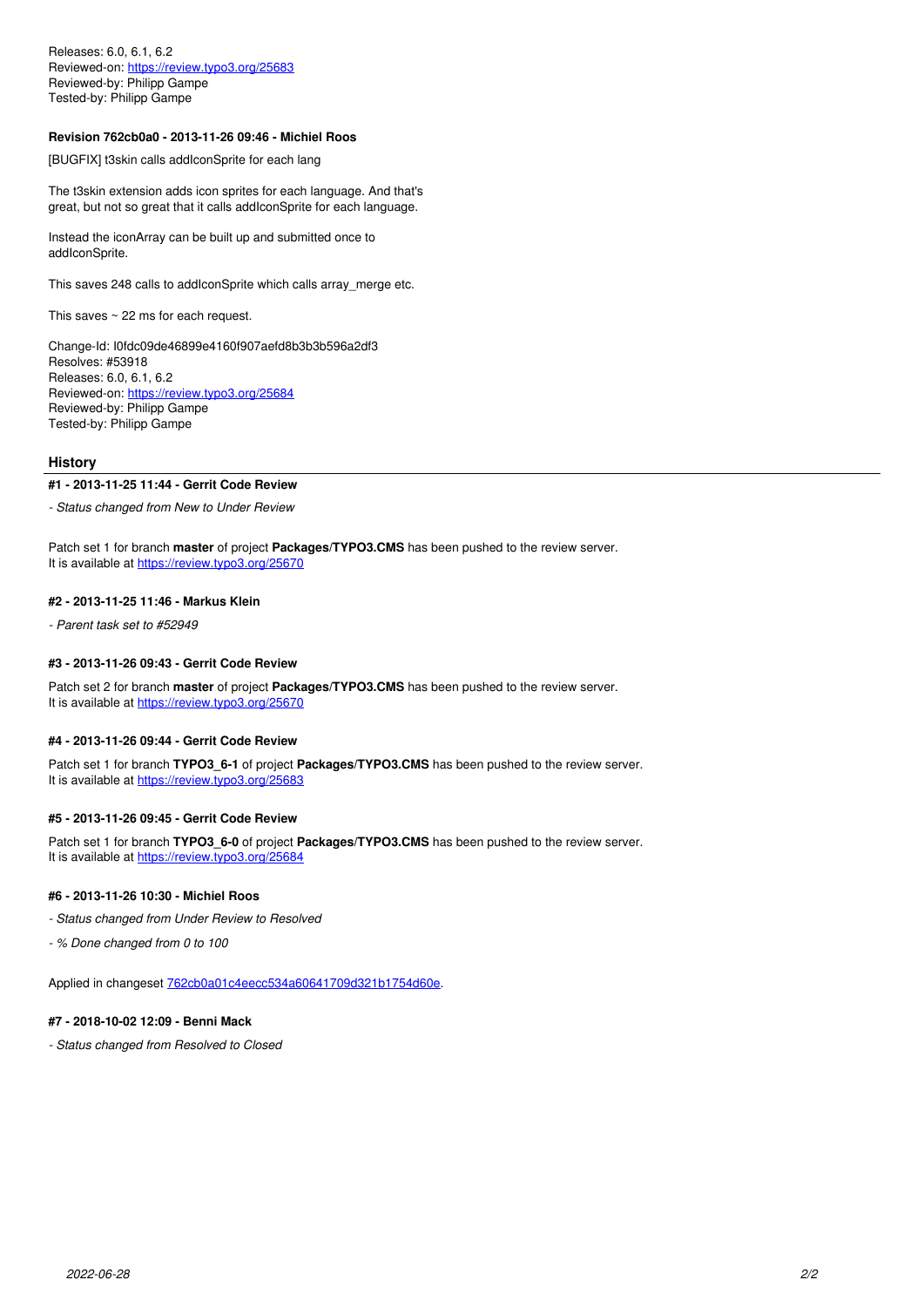Releases: 6.0, 6.1, 6.2
Reviewed-on: https://review.typo3.org/25683
Reviewed-by: Philipp Gampe
Tested-by: Philipp Gampe

**Revision 762cb0a0 - 2013-11-26 09:46 - Michiel Roos**

[BUGFIX] t3skin calls addIconSprite for each lang

The t3skin extension adds icon sprites for each language. And that's great, but not so great that it calls addIconSprite for each language.

Instead the iconArray can be built up and submitted once to addIconSprite.

This saves 248 calls to addIconSprite which calls array_merge etc.

This saves ~ 22 ms for each request.

Change-Id: I0fdc09de46899e4160f907aefd8b3b3b596a2df3
Resolves: #53918
Releases: 6.0, 6.1, 6.2
Reviewed-on: https://review.typo3.org/25684
Reviewed-by: Philipp Gampe
Tested-by: Philipp Gampe

## History

#### #1 - 2013-11-25 11:44 - Gerrit Code Review

*- Status changed from New to Under Review*

Patch set 1 for branch **master** of project **Packages/TYPO3.CMS** has been pushed to the review server.
It is available at https://review.typo3.org/25670

#### #2 - 2013-11-25 11:46 - Markus Klein

*- Parent task set to #52949*

#### #3 - 2013-11-26 09:43 - Gerrit Code Review

Patch set 2 for branch **master** of project **Packages/TYPO3.CMS** has been pushed to the review server.
It is available at https://review.typo3.org/25670

#### #4 - 2013-11-26 09:44 - Gerrit Code Review

Patch set 1 for branch **TYPO3_6-1** of project **Packages/TYPO3.CMS** has been pushed to the review server.
It is available at https://review.typo3.org/25683

#### #5 - 2013-11-26 09:45 - Gerrit Code Review

Patch set 1 for branch **TYPO3_6-0** of project **Packages/TYPO3.CMS** has been pushed to the review server.
It is available at https://review.typo3.org/25684

#### #6 - 2013-11-26 10:30 - Michiel Roos

*- Status changed from Under Review to Resolved*

*- % Done changed from 0 to 100*

Applied in changeset 762cb0a01c4eecc534a60641709d321b1754d60e.

#### #7 - 2018-10-02 12:09 - Benni Mack

*- Status changed from Resolved to Closed*